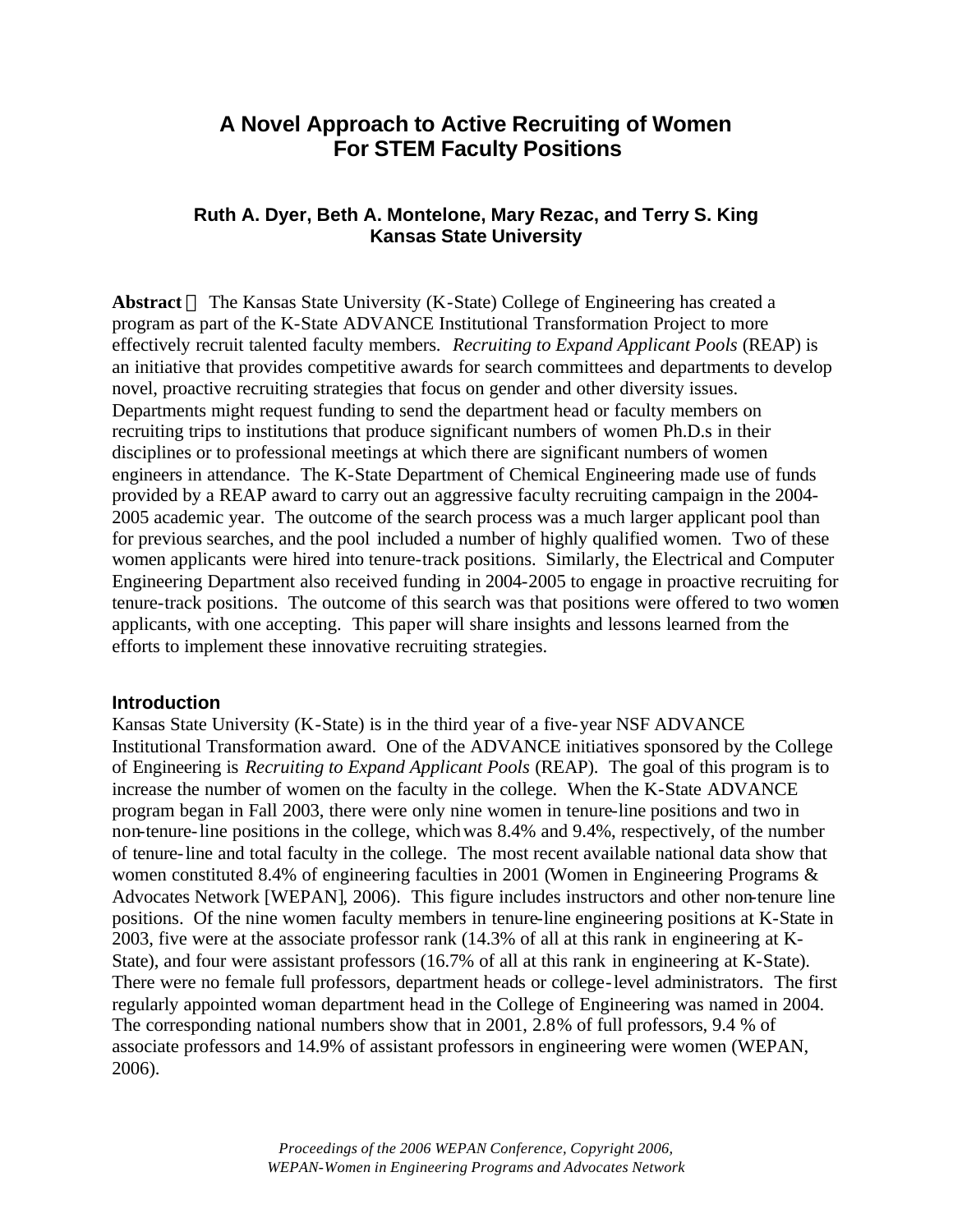# A Novel Approach to Active Recruiting of Women For STEM Faculty Positions

**Ruth A. Dyer, Beth A. Montelone, Mary Rezac, and Terry S. King**
**Kansas State University**

**Abstract** The Kansas State University (K-State) College of Engineering has created a program as part of the K-State ADVANCE Institutional Transformation Project to more effectively recruit talented faculty members. *Recruiting to Expand Applicant Pools* (REAP) is an initiative that provides competitive awards for search committees and departments to develop novel, proactive recruiting strategies that focus on gender and other diversity issues. Departments might request funding to send the department head or faculty members on recruiting trips to institutions that produce significant numbers of women Ph.D.s in their disciplines or to professional meetings at which there are significant numbers of women engineers in attendance. The K-State Department of Chemical Engineering made use of funds provided by a REAP award to carry out an aggressive faculty recruiting campaign in the 2004-2005 academic year. The outcome of the search process was a much larger applicant pool than for previous searches, and the pool included a number of highly qualified women. Two of these women applicants were hired into tenure-track positions. Similarly, the Electrical and Computer Engineering Department also received funding in 2004-2005 to engage in proactive recruiting for tenure-track positions. The outcome of this search was that positions were offered to two women applicants, with one accepting. This paper will share insights and lessons learned from the efforts to implement these innovative recruiting strategies.

## Introduction

Kansas State University (K-State) is in the third year of a five-year NSF ADVANCE Institutional Transformation award. One of the ADVANCE initiatives sponsored by the College of Engineering is *Recruiting to Expand Applicant Pools* (REAP). The goal of this program is to increase the number of women on the faculty in the college. When the K-State ADVANCE program began in Fall 2003, there were only nine women in tenure-line positions and two in non-tenure-line positions in the college, which was 8.4% and 9.4%, respectively, of the number of tenure-line and total faculty in the college. The most recent available national data show that women constituted 8.4% of engineering faculties in 2001 (Women in Engineering Programs & Advocates Network [WEPAN], 2006). This figure includes instructors and other non-tenure line positions. Of the nine women faculty members in tenure-line engineering positions at K-State in 2003, five were at the associate professor rank (14.3% of all at this rank in engineering at K-State), and four were assistant professors (16.7% of all at this rank in engineering at K-State). There were no female full professors, department heads or college-level administrators. The first regularly appointed woman department head in the College of Engineering was named in 2004. The corresponding national numbers show that in 2001, 2.8% of full professors, 9.4 % of associate professors and 14.9% of assistant professors in engineering were women (WEPAN, 2006).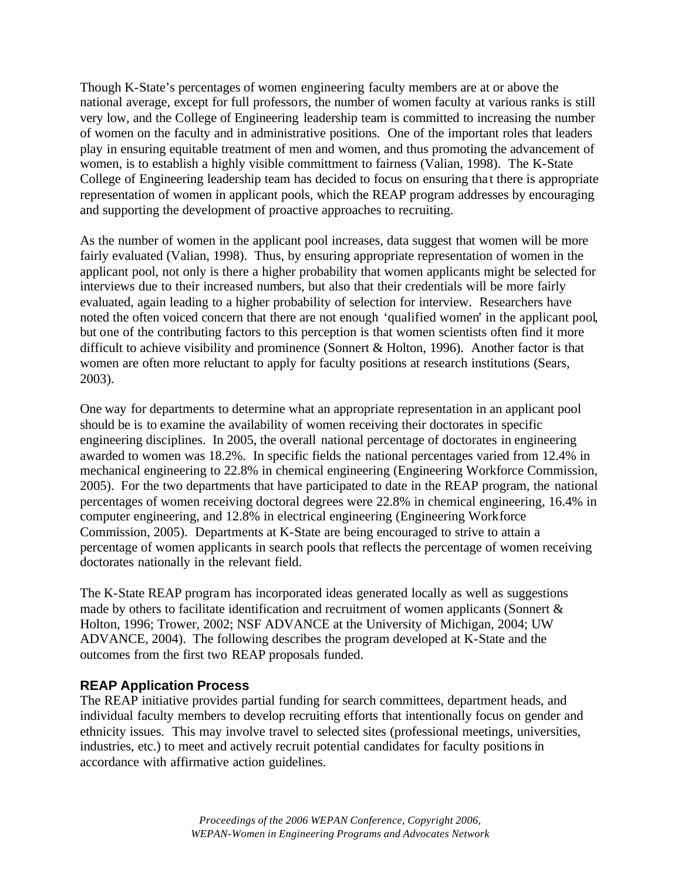Though K-State's percentages of women engineering faculty members are at or above the national average, except for full professors, the number of women faculty at various ranks is still very low, and the College of Engineering leadership team is committed to increasing the number of women on the faculty and in administrative positions. One of the important roles that leaders play in ensuring equitable treatment of men and women, and thus promoting the advancement of women, is to establish a highly visible committment to fairness (Valian, 1998). The K-State College of Engineering leadership team has decided to focus on ensuring that there is appropriate representation of women in applicant pools, which the REAP program addresses by encouraging and supporting the development of proactive approaches to recruiting.

As the number of women in the applicant pool increases, data suggest that women will be more fairly evaluated (Valian, 1998). Thus, by ensuring appropriate representation of women in the applicant pool, not only is there a higher probability that women applicants might be selected for interviews due to their increased numbers, but also that their credentials will be more fairly evaluated, again leading to a higher probability of selection for interview. Researchers have noted the often voiced concern that there are not enough 'qualified women' in the applicant pool, but one of the contributing factors to this perception is that women scientists often find it more difficult to achieve visibility and prominence (Sonnert & Holton, 1996). Another factor is that women are often more reluctant to apply for faculty positions at research institutions (Sears, 2003).

One way for departments to determine what an appropriate representation in an applicant pool should be is to examine the availability of women receiving their doctorates in specific engineering disciplines. In 2005, the overall national percentage of doctorates in engineering awarded to women was 18.2%. In specific fields the national percentages varied from 12.4% in mechanical engineering to 22.8% in chemical engineering (Engineering Workforce Commission, 2005). For the two departments that have participated to date in the REAP program, the national percentages of women receiving doctoral degrees were 22.8% in chemical engineering, 16.4% in computer engineering, and 12.8% in electrical engineering (Engineering Workforce Commission, 2005). Departments at K-State are being encouraged to strive to attain a percentage of women applicants in search pools that reflects the percentage of women receiving doctorates nationally in the relevant field.

The K-State REAP program has incorporated ideas generated locally as well as suggestions made by others to facilitate identification and recruitment of women applicants (Sonnert & Holton, 1996; Trower, 2002; NSF ADVANCE at the University of Michigan, 2004; UW ADVANCE, 2004). The following describes the program developed at K-State and the outcomes from the first two REAP proposals funded.

### REAP Application Process

The REAP initiative provides partial funding for search committees, department heads, and individual faculty members to develop recruiting efforts that intentionally focus on gender and ethnicity issues. This may involve travel to selected sites (professional meetings, universities, industries, etc.) to meet and actively recruit potential candidates for faculty positions in accordance with affirmative action guidelines.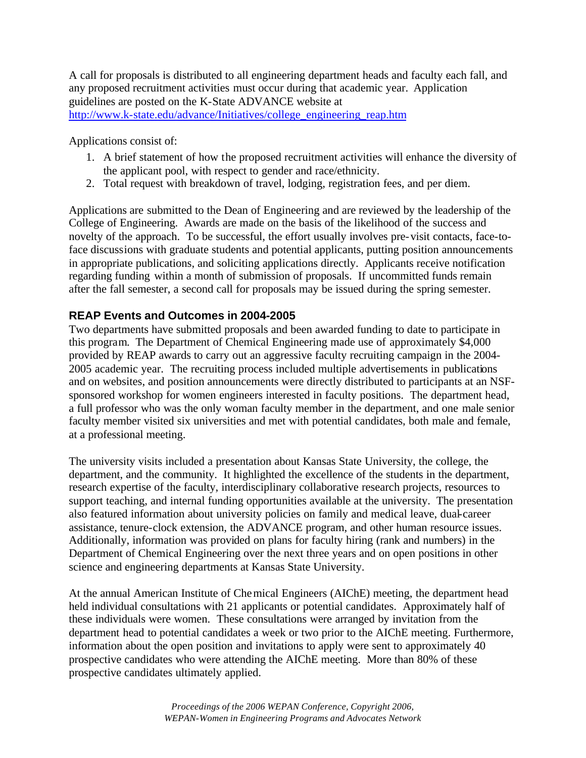A call for proposals is distributed to all engineering department heads and faculty each fall, and any proposed recruitment activities must occur during that academic year. Application guidelines are posted on the K-State ADVANCE website at http://www.k-state.edu/advance/Initiatives/college_engineering_reap.htm

Applications consist of:

1. A brief statement of how the proposed recruitment activities will enhance the diversity of the applicant pool, with respect to gender and race/ethnicity.
2. Total request with breakdown of travel, lodging, registration fees, and per diem.

Applications are submitted to the Dean of Engineering and are reviewed by the leadership of the College of Engineering. Awards are made on the basis of the likelihood of the success and novelty of the approach. To be successful, the effort usually involves pre-visit contacts, face-to-face discussions with graduate students and potential applicants, putting position announcements in appropriate publications, and soliciting applications directly. Applicants receive notification regarding funding within a month of submission of proposals. If uncommitted funds remain after the fall semester, a second call for proposals may be issued during the spring semester.

### REAP Events and Outcomes in 2004-2005

Two departments have submitted proposals and been awarded funding to date to participate in this program. The Department of Chemical Engineering made use of approximately $4,000 provided by REAP awards to carry out an aggressive faculty recruiting campaign in the 2004-2005 academic year. The recruiting process included multiple advertisements in publications and on websites, and position announcements were directly distributed to participants at an NSF-sponsored workshop for women engineers interested in faculty positions. The department head, a full professor who was the only woman faculty member in the department, and one male senior faculty member visited six universities and met with potential candidates, both male and female, at a professional meeting.

The university visits included a presentation about Kansas State University, the college, the department, and the community. It highlighted the excellence of the students in the department, research expertise of the faculty, interdisciplinary collaborative research projects, resources to support teaching, and internal funding opportunities available at the university. The presentation also featured information about university policies on family and medical leave, dual-career assistance, tenure-clock extension, the ADVANCE program, and other human resource issues. Additionally, information was provided on plans for faculty hiring (rank and numbers) in the Department of Chemical Engineering over the next three years and on open positions in other science and engineering departments at Kansas State University.

At the annual American Institute of Chemical Engineers (AIChE) meeting, the department head held individual consultations with 21 applicants or potential candidates. Approximately half of these individuals were women. These consultations were arranged by invitation from the department head to potential candidates a week or two prior to the AIChE meeting. Furthermore, information about the open position and invitations to apply were sent to approximately 40 prospective candidates who were attending the AIChE meeting. More than 80% of these prospective candidates ultimately applied.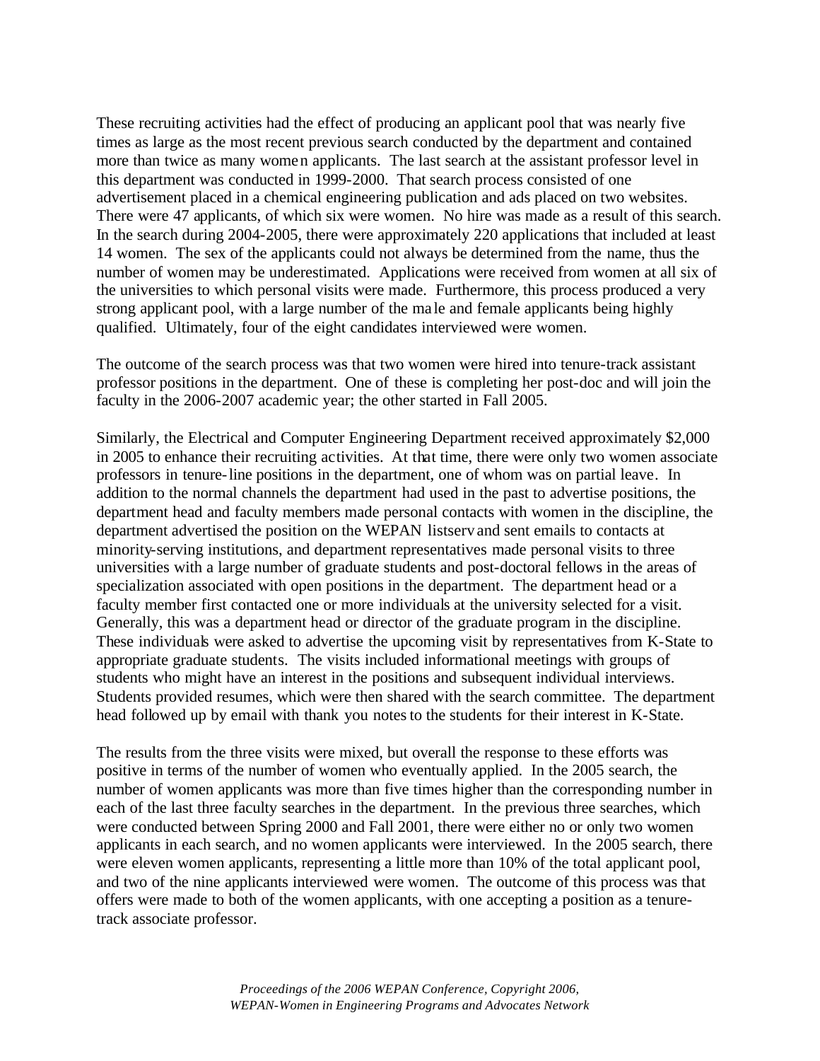These recruiting activities had the effect of producing an applicant pool that was nearly five times as large as the most recent previous search conducted by the department and contained more than twice as many women applicants. The last search at the assistant professor level in this department was conducted in 1999-2000. That search process consisted of one advertisement placed in a chemical engineering publication and ads placed on two websites. There were 47 applicants, of which six were women. No hire was made as a result of this search. In the search during 2004-2005, there were approximately 220 applications that included at least 14 women. The sex of the applicants could not always be determined from the name, thus the number of women may be underestimated. Applications were received from women at all six of the universities to which personal visits were made. Furthermore, this process produced a very strong applicant pool, with a large number of the male and female applicants being highly qualified. Ultimately, four of the eight candidates interviewed were women.

The outcome of the search process was that two women were hired into tenure-track assistant professor positions in the department. One of these is completing her post-doc and will join the faculty in the 2006-2007 academic year; the other started in Fall 2005.

Similarly, the Electrical and Computer Engineering Department received approximately $2,000 in 2005 to enhance their recruiting activities. At that time, there were only two women associate professors in tenure-line positions in the department, one of whom was on partial leave. In addition to the normal channels the department had used in the past to advertise positions, the department head and faculty members made personal contacts with women in the discipline, the department advertised the position on the WEPAN listserv and sent emails to contacts at minority-serving institutions, and department representatives made personal visits to three universities with a large number of graduate students and post-doctoral fellows in the areas of specialization associated with open positions in the department. The department head or a faculty member first contacted one or more individuals at the university selected for a visit. Generally, this was a department head or director of the graduate program in the discipline. These individuals were asked to advertise the upcoming visit by representatives from K-State to appropriate graduate students. The visits included informational meetings with groups of students who might have an interest in the positions and subsequent individual interviews. Students provided resumes, which were then shared with the search committee. The department head followed up by email with thank you notes to the students for their interest in K-State.

The results from the three visits were mixed, but overall the response to these efforts was positive in terms of the number of women who eventually applied. In the 2005 search, the number of women applicants was more than five times higher than the corresponding number in each of the last three faculty searches in the department. In the previous three searches, which were conducted between Spring 2000 and Fall 2001, there were either no or only two women applicants in each search, and no women applicants were interviewed. In the 2005 search, there were eleven women applicants, representing a little more than 10% of the total applicant pool, and two of the nine applicants interviewed were women. The outcome of this process was that offers were made to both of the women applicants, with one accepting a position as a tenure-track associate professor.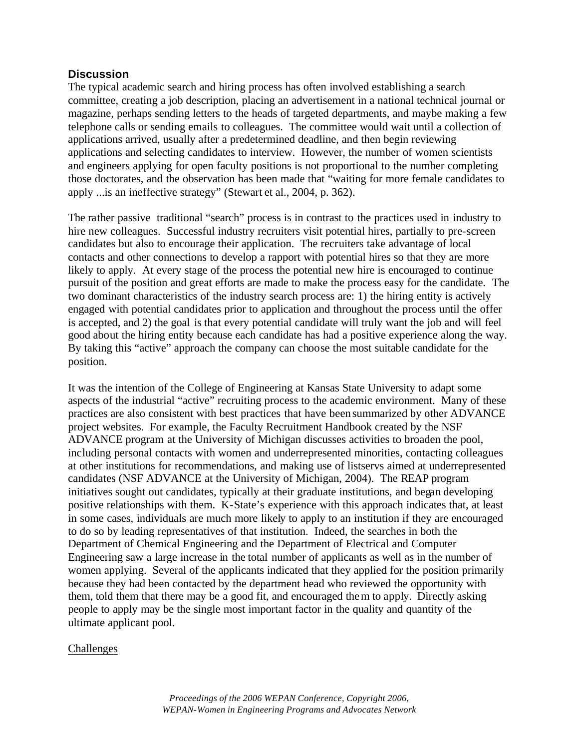## Discussion

The typical academic search and hiring process has often involved establishing a search committee, creating a job description, placing an advertisement in a national technical journal or magazine, perhaps sending letters to the heads of targeted departments, and maybe making a few telephone calls or sending emails to colleagues. The committee would wait until a collection of applications arrived, usually after a predetermined deadline, and then begin reviewing applications and selecting candidates to interview. However, the number of women scientists and engineers applying for open faculty positions is not proportional to the number completing those doctorates, and the observation has been made that "waiting for more female candidates to apply ...is an ineffective strategy" (Stewart et al., 2004, p. 362).

The rather passive traditional "search" process is in contrast to the practices used in industry to hire new colleagues. Successful industry recruiters visit potential hires, partially to pre-screen candidates but also to encourage their application. The recruiters take advantage of local contacts and other connections to develop a rapport with potential hires so that they are more likely to apply. At every stage of the process the potential new hire is encouraged to continue pursuit of the position and great efforts are made to make the process easy for the candidate. The two dominant characteristics of the industry search process are: 1) the hiring entity is actively engaged with potential candidates prior to application and throughout the process until the offer is accepted, and 2) the goal is that every potential candidate will truly want the job and will feel good about the hiring entity because each candidate has had a positive experience along the way. By taking this "active" approach the company can choose the most suitable candidate for the position.

It was the intention of the College of Engineering at Kansas State University to adapt some aspects of the industrial "active" recruiting process to the academic environment. Many of these practices are also consistent with best practices that have been summarized by other ADVANCE project websites. For example, the Faculty Recruitment Handbook created by the NSF ADVANCE program at the University of Michigan discusses activities to broaden the pool, including personal contacts with women and underrepresented minorities, contacting colleagues at other institutions for recommendations, and making use of listservs aimed at underrepresented candidates (NSF ADVANCE at the University of Michigan, 2004). The REAP program initiatives sought out candidates, typically at their graduate institutions, and began developing positive relationships with them. K-State's experience with this approach indicates that, at least in some cases, individuals are much more likely to apply to an institution if they are encouraged to do so by leading representatives of that institution. Indeed, the searches in both the Department of Chemical Engineering and the Department of Electrical and Computer Engineering saw a large increase in the total number of applicants as well as in the number of women applying. Several of the applicants indicated that they applied for the position primarily because they had been contacted by the department head who reviewed the opportunity with them, told them that there may be a good fit, and encouraged them to apply. Directly asking people to apply may be the single most important factor in the quality and quantity of the ultimate applicant pool.

### Challenges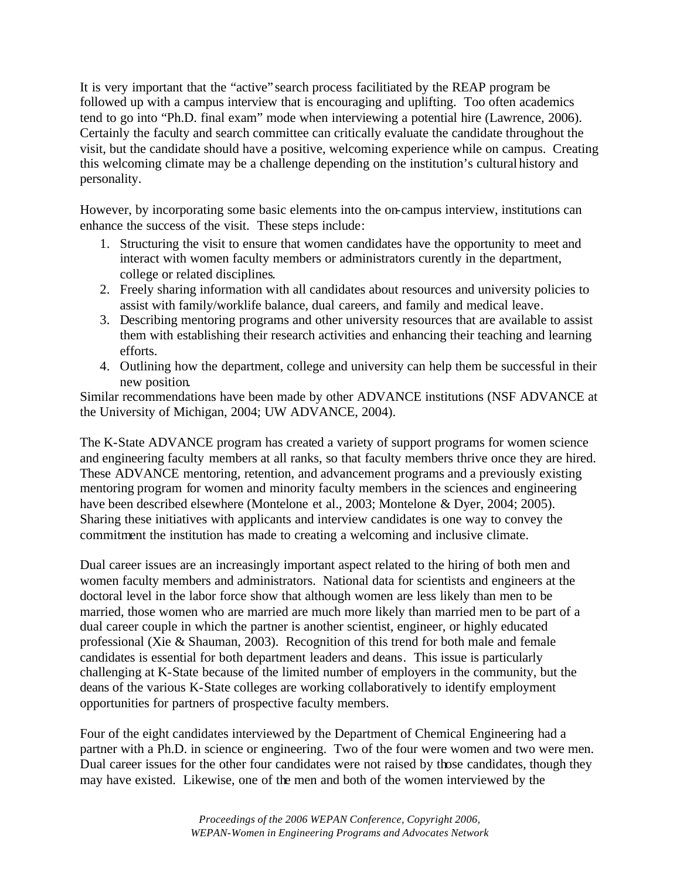It is very important that the "active" search process facilitiated by the REAP program be followed up with a campus interview that is encouraging and uplifting. Too often academics tend to go into "Ph.D. final exam" mode when interviewing a potential hire (Lawrence, 2006). Certainly the faculty and search committee can critically evaluate the candidate throughout the visit, but the candidate should have a positive, welcoming experience while on campus. Creating this welcoming climate may be a challenge depending on the institution's cultural history and personality.

However, by incorporating some basic elements into the on-campus interview, institutions can enhance the success of the visit. These steps include:

1. Structuring the visit to ensure that women candidates have the opportunity to meet and interact with women faculty members or administrators curently in the department, college or related disciplines.
2. Freely sharing information with all candidates about resources and university policies to assist with family/worklife balance, dual careers, and family and medical leave.
3. Describing mentoring programs and other university resources that are available to assist them with establishing their research activities and enhancing their teaching and learning efforts.
4. Outlining how the department, college and university can help them be successful in their new position.

Similar recommendations have been made by other ADVANCE institutions (NSF ADVANCE at the University of Michigan, 2004; UW ADVANCE, 2004).

The K-State ADVANCE program has created a variety of support programs for women science and engineering faculty members at all ranks, so that faculty members thrive once they are hired. These ADVANCE mentoring, retention, and advancement programs and a previously existing mentoring program for women and minority faculty members in the sciences and engineering have been described elsewhere (Montelone et al., 2003; Montelone & Dyer, 2004; 2005). Sharing these initiatives with applicants and interview candidates is one way to convey the commitment the institution has made to creating a welcoming and inclusive climate.

Dual career issues are an increasingly important aspect related to the hiring of both men and women faculty members and administrators. National data for scientists and engineers at the doctoral level in the labor force show that although women are less likely than men to be married, those women who are married are much more likely than married men to be part of a dual career couple in which the partner is another scientist, engineer, or highly educated professional (Xie & Shauman, 2003). Recognition of this trend for both male and female candidates is essential for both department leaders and deans. This issue is particularly challenging at K-State because of the limited number of employers in the community, but the deans of the various K-State colleges are working collaboratively to identify employment opportunities for partners of prospective faculty members.

Four of the eight candidates interviewed by the Department of Chemical Engineering had a partner with a Ph.D. in science or engineering. Two of the four were women and two were men. Dual career issues for the other four candidates were not raised by those candidates, though they may have existed. Likewise, one of the men and both of the women interviewed by the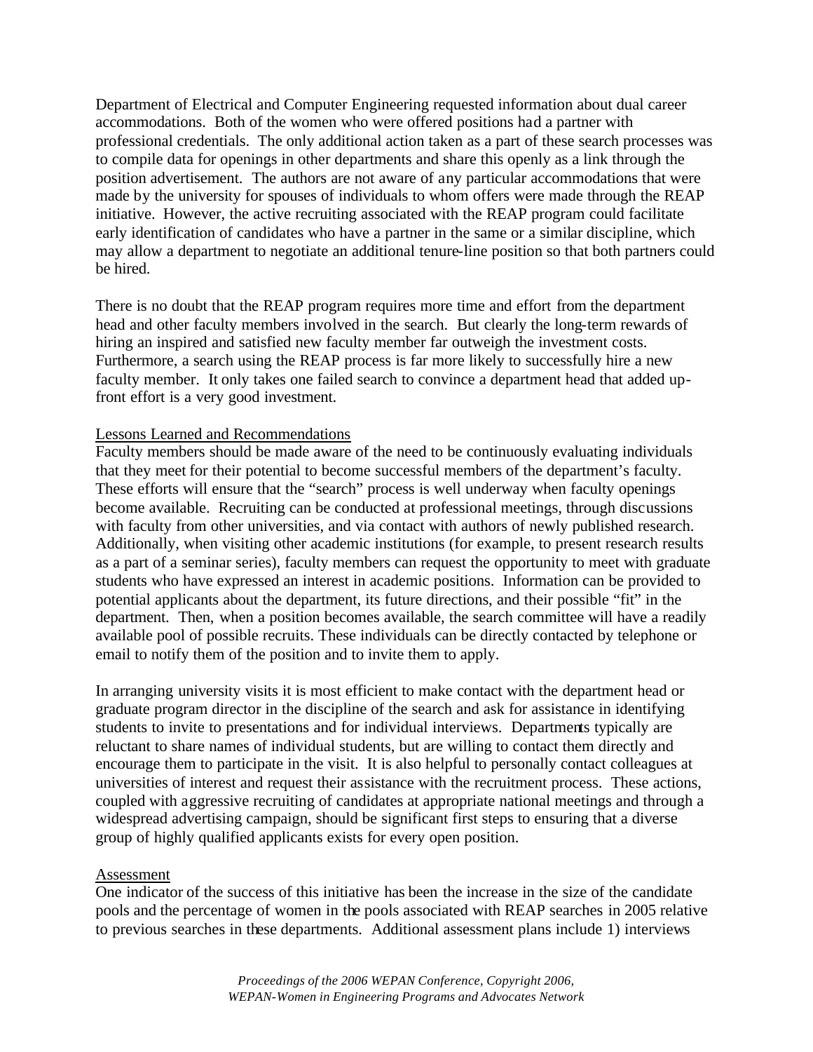Department of Electrical and Computer Engineering requested information about dual career accommodations. Both of the women who were offered positions had a partner with professional credentials. The only additional action taken as a part of these search processes was to compile data for openings in other departments and share this openly as a link through the position advertisement. The authors are not aware of any particular accommodations that were made by the university for spouses of individuals to whom offers were made through the REAP initiative. However, the active recruiting associated with the REAP program could facilitate early identification of candidates who have a partner in the same or a similar discipline, which may allow a department to negotiate an additional tenure-line position so that both partners could be hired.

There is no doubt that the REAP program requires more time and effort from the department head and other faculty members involved in the search. But clearly the long-term rewards of hiring an inspired and satisfied new faculty member far outweigh the investment costs. Furthermore, a search using the REAP process is far more likely to successfully hire a new faculty member. It only takes one failed search to convince a department head that added up-front effort is a very good investment.

## Lessons Learned and Recommendations

Faculty members should be made aware of the need to be continuously evaluating individuals that they meet for their potential to become successful members of the department's faculty. These efforts will ensure that the "search" process is well underway when faculty openings become available. Recruiting can be conducted at professional meetings, through discussions with faculty from other universities, and via contact with authors of newly published research. Additionally, when visiting other academic institutions (for example, to present research results as a part of a seminar series), faculty members can request the opportunity to meet with graduate students who have expressed an interest in academic positions. Information can be provided to potential applicants about the department, its future directions, and their possible "fit" in the department. Then, when a position becomes available, the search committee will have a readily available pool of possible recruits. These individuals can be directly contacted by telephone or email to notify them of the position and to invite them to apply.

In arranging university visits it is most efficient to make contact with the department head or graduate program director in the discipline of the search and ask for assistance in identifying students to invite to presentations and for individual interviews. Departments typically are reluctant to share names of individual students, but are willing to contact them directly and encourage them to participate in the visit. It is also helpful to personally contact colleagues at universities of interest and request their assistance with the recruitment process. These actions, coupled with aggressive recruiting of candidates at appropriate national meetings and through a widespread advertising campaign, should be significant first steps to ensuring that a diverse group of highly qualified applicants exists for every open position.

## Assessment

One indicator of the success of this initiative has been the increase in the size of the candidate pools and the percentage of women in the pools associated with REAP searches in 2005 relative to previous searches in these departments. Additional assessment plans include 1) interviews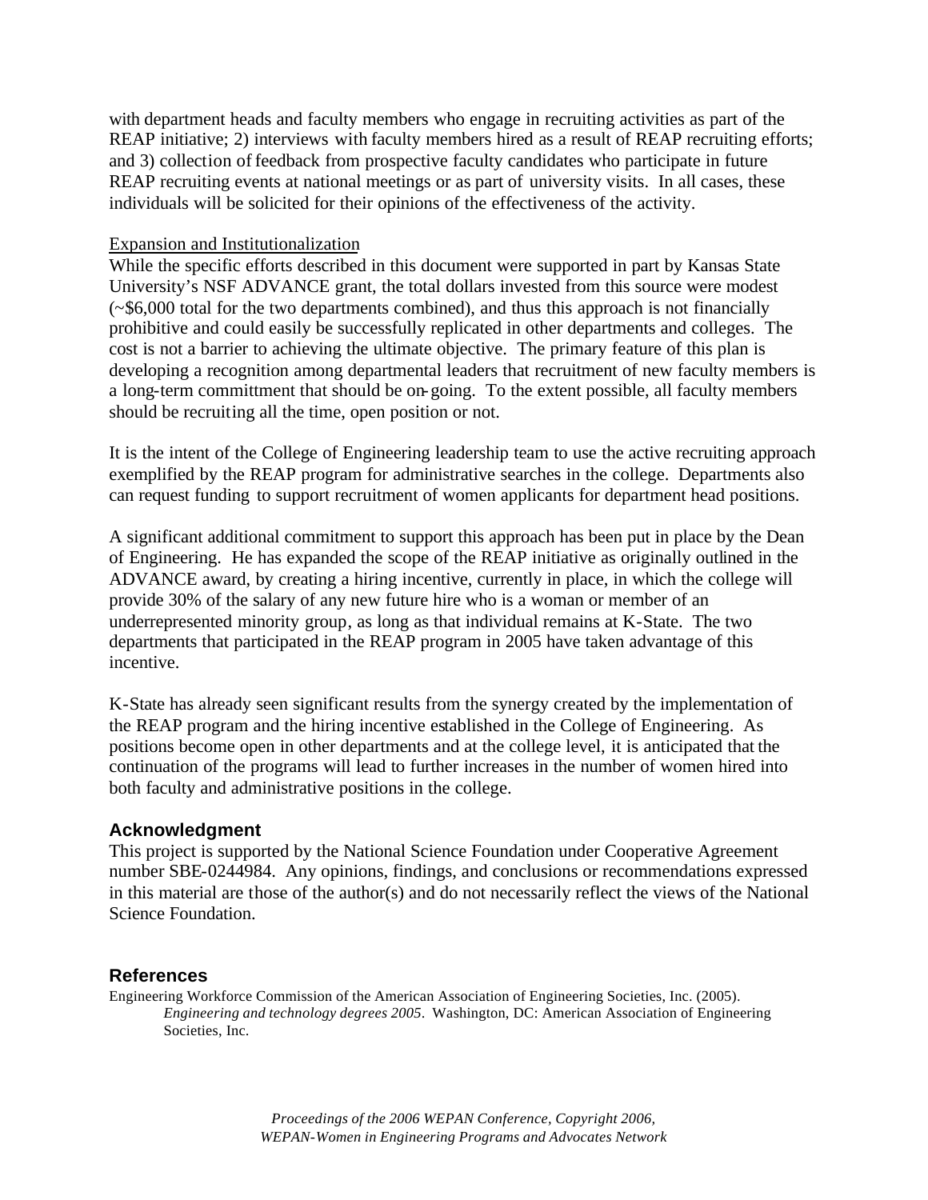with department heads and faculty members who engage in recruiting activities as part of the REAP initiative; 2) interviews with faculty members hired as a result of REAP recruiting efforts; and 3) collection of feedback from prospective faculty candidates who participate in future REAP recruiting events at national meetings or as part of university visits. In all cases, these individuals will be solicited for their opinions of the effectiveness of the activity.

Expansion and Institutionalization

While the specific efforts described in this document were supported in part by Kansas State University's NSF ADVANCE grant, the total dollars invested from this source were modest (~$6,000 total for the two departments combined), and thus this approach is not financially prohibitive and could easily be successfully replicated in other departments and colleges. The cost is not a barrier to achieving the ultimate objective. The primary feature of this plan is developing a recognition among departmental leaders that recruitment of new faculty members is a long-term committment that should be on-going. To the extent possible, all faculty members should be recruiting all the time, open position or not.

It is the intent of the College of Engineering leadership team to use the active recruiting approach exemplified by the REAP program for administrative searches in the college. Departments also can request funding to support recruitment of women applicants for department head positions.

A significant additional commitment to support this approach has been put in place by the Dean of Engineering. He has expanded the scope of the REAP initiative as originally outlined in the ADVANCE award, by creating a hiring incentive, currently in place, in which the college will provide 30% of the salary of any new future hire who is a woman or member of an underrepresented minority group, as long as that individual remains at K-State. The two departments that participated in the REAP program in 2005 have taken advantage of this incentive.

K-State has already seen significant results from the synergy created by the implementation of the REAP program and the hiring incentive established in the College of Engineering. As positions become open in other departments and at the college level, it is anticipated that the continuation of the programs will lead to further increases in the number of women hired into both faculty and administrative positions in the college.

## Acknowledgment

This project is supported by the National Science Foundation under Cooperative Agreement number SBE-0244984. Any opinions, findings, and conclusions or recommendations expressed in this material are those of the author(s) and do not necessarily reflect the views of the National Science Foundation.

## References

Engineering Workforce Commission of the American Association of Engineering Societies, Inc. (2005). *Engineering and technology degrees 2005*. Washington, DC: American Association of Engineering Societies, Inc.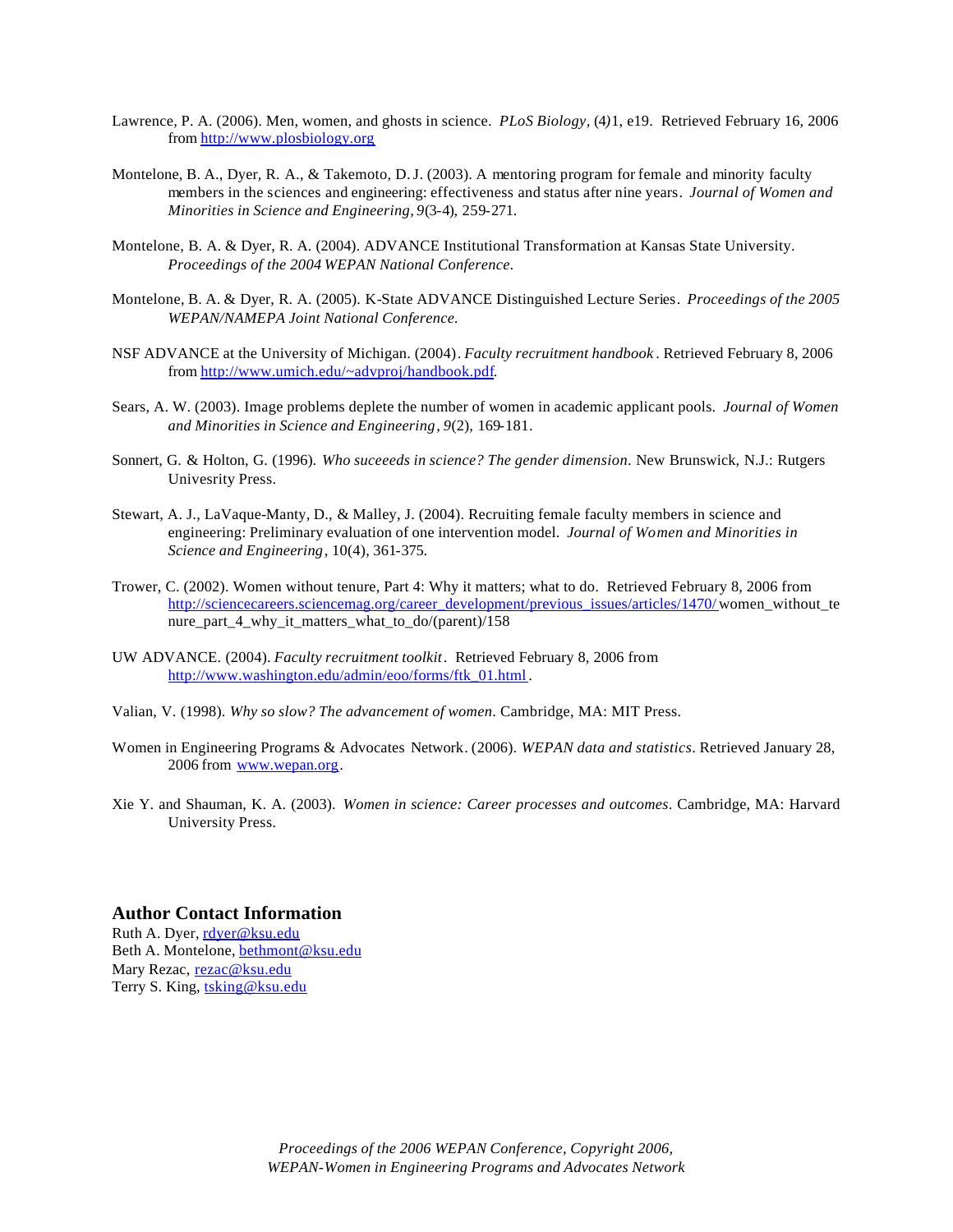Lawrence, P. A. (2006). Men, women, and ghosts in science. *PLoS Biology*, (4*)*1, e19. Retrieved February 16, 2006 from http://www.plosbiology.org

Montelone, B. A., Dyer, R. A., & Takemoto, D. J. (2003). A mentoring program for female and minority faculty members in the sciences and engineering: effectiveness and status after nine years. *Journal of Women and Minorities in Science and Engineering, 9*(3-4), 259-271.

Montelone, B. A. & Dyer, R. A. (2004). ADVANCE Institutional Transformation at Kansas State University. *Proceedings of the 2004 WEPAN National Conference.*

Montelone, B. A. & Dyer, R. A. (2005). K-State ADVANCE Distinguished Lecture Series. *Proceedings of the 2005 WEPAN/NAMEPA Joint National Conference.*

NSF ADVANCE at the University of Michigan. (2004). *Faculty recruitment handbook*. Retrieved February 8, 2006 from http://www.umich.edu/~advproj/handbook.pdf.

Sears, A. W. (2003). Image problems deplete the number of women in academic applicant pools. *Journal of Women and Minorities in Science and Engineering*, *9*(2), 169-181.

Sonnert, G. & Holton, G. (1996). *Who suceeeds in science? The gender dimension*. New Brunswick, N.J.: Rutgers Univesrity Press.

Stewart, A. J., LaVaque-Manty, D., & Malley, J. (2004). Recruiting female faculty members in science and engineering: Preliminary evaluation of one intervention model. *Journal of Women and Minorities in Science and Engineering*, 10(4), 361-375.

Trower, C. (2002). Women without tenure, Part 4: Why it matters; what to do. Retrieved February 8, 2006 from http://sciencecareers.sciencemag.org/career_development/previous_issues/articles/1470/women_without_tenure_part_4_why_it_matters_what_to_do/(parent)/158

UW ADVANCE. (2004). *Faculty recruitment toolkit*. Retrieved February 8, 2006 from http://www.washington.edu/admin/eoo/forms/ftk_01.html.

Valian, V. (1998). *Why so slow? The advancement of women*. Cambridge, MA: MIT Press.

Women in Engineering Programs & Advocates Network. (2006). *WEPAN data and statistics*. Retrieved January 28, 2006 from www.wepan.org.

Xie Y. and Shauman, K. A. (2003). *Women in science: Career processes and outcomes*. Cambridge, MA: Harvard University Press.

## Author Contact Information

Ruth A. Dyer, rdyer@ksu.edu
Beth A. Montelone, bethmont@ksu.edu
Mary Rezac, rezac@ksu.edu
Terry S. King, tsking@ksu.edu